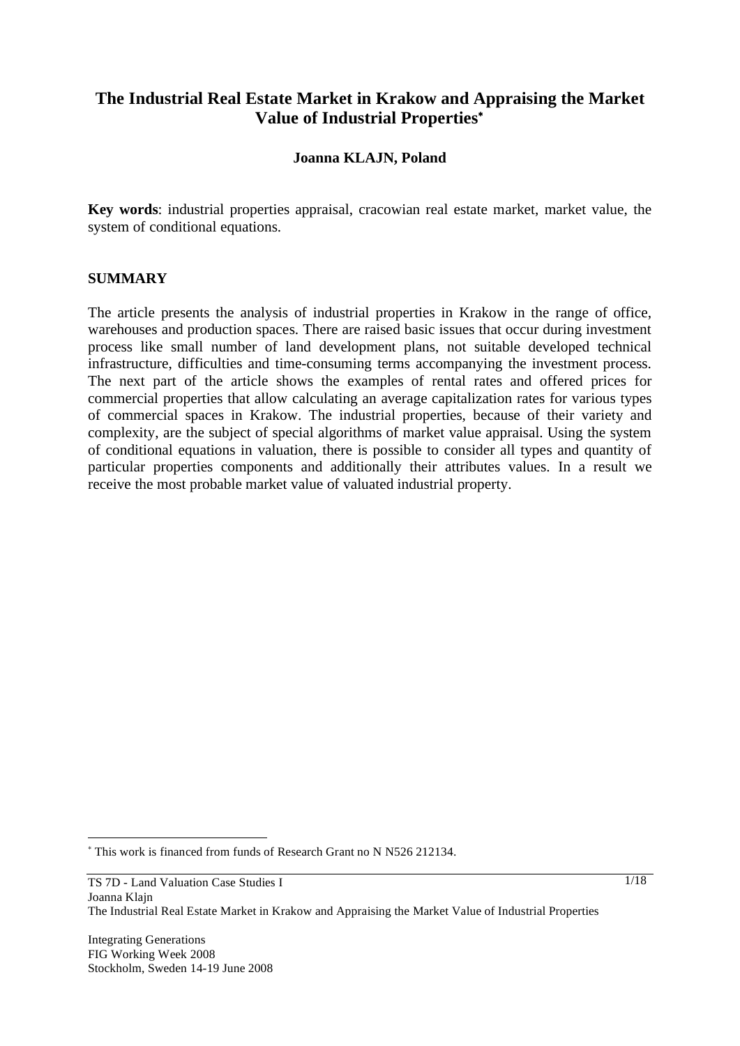# The Industrial Real Estate Market in Krakow and Appraising the Market Value of Industrial Properties*

**Joanna KLAJN, Poland**

**Key words**: industrial properties appraisal, cracowian real estate market, market value, the system of conditional equations.

## SUMMARY

The article presents the analysis of industrial properties in Krakow in the range of office, warehouses and production spaces. There are raised basic issues that occur during investment process like small number of land development plans, not suitable developed technical infrastructure, difficulties and time-consuming terms accompanying the investment process. The next part of the article shows the examples of rental rates and offered prices for commercial properties that allow calculating an average capitalization rates for various types of commercial spaces in Krakow. The industrial properties, because of their variety and complexity, are the subject of special algorithms of market value appraisal. Using the system of conditional equations in valuation, there is possible to consider all types and quantity of particular properties components and additionally their attributes values. In a result we receive the most probable market value of valuated industrial property.

---

* This work is financed from funds of Research Grant no N N526 212134.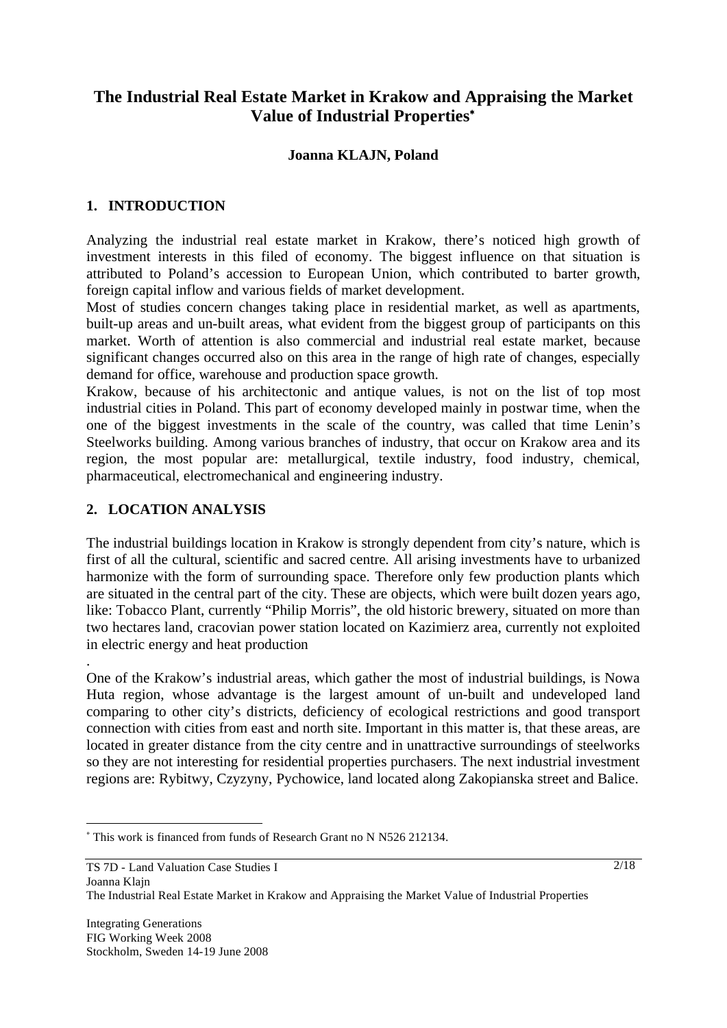# The Industrial Real Estate Market in Krakow and Appraising the Market Value of Industrial Properties*

**Joanna KLAJN, Poland**

## 1. INTRODUCTION

Analyzing the industrial real estate market in Krakow, there's noticed high growth of investment interests in this filed of economy. The biggest influence on that situation is attributed to Poland's accession to European Union, which contributed to barter growth, foreign capital inflow and various fields of market development.

Most of studies concern changes taking place in residential market, as well as apartments, built-up areas and un-built areas, what evident from the biggest group of participants on this market. Worth of attention is also commercial and industrial real estate market, because significant changes occurred also on this area in the range of high rate of changes, especially demand for office, warehouse and production space growth.

Krakow, because of his architectonic and antique values, is not on the list of top most industrial cities in Poland. This part of economy developed mainly in postwar time, when the one of the biggest investments in the scale of the country, was called that time Lenin's Steelworks building. Among various branches of industry, that occur on Krakow area and its region, the most popular are: metallurgical, textile industry, food industry, chemical, pharmaceutical, electromechanical and engineering industry.

## 2. LOCATION ANALYSIS

The industrial buildings location in Krakow is strongly dependent from city's nature, which is first of all the cultural, scientific and sacred centre. All arising investments have to urbanized harmonize with the form of surrounding space. Therefore only few production plants which are situated in the central part of the city. These are objects, which were built dozen years ago, like: Tobacco Plant, currently "Philip Morris", the old historic brewery, situated on more than two hectares land, cracovian power station located on Kazimierz area, currently not exploited in electric energy and heat production

.

One of the Krakow's industrial areas, which gather the most of industrial buildings, is Nowa Huta region, whose advantage is the largest amount of un-built and undeveloped land comparing to other city's districts, deficiency of ecological restrictions and good transport connection with cities from east and north site. Important in this matter is, that these areas, are located in greater distance from the city centre and in unattractive surroundings of steelworks so they are not interesting for residential properties purchasers. The next industrial investment regions are: Rybitwy, Czyzyny, Pychowice, land located along Zakopianska street and Balice.

---

* This work is financed from funds of Research Grant no N N526 212134.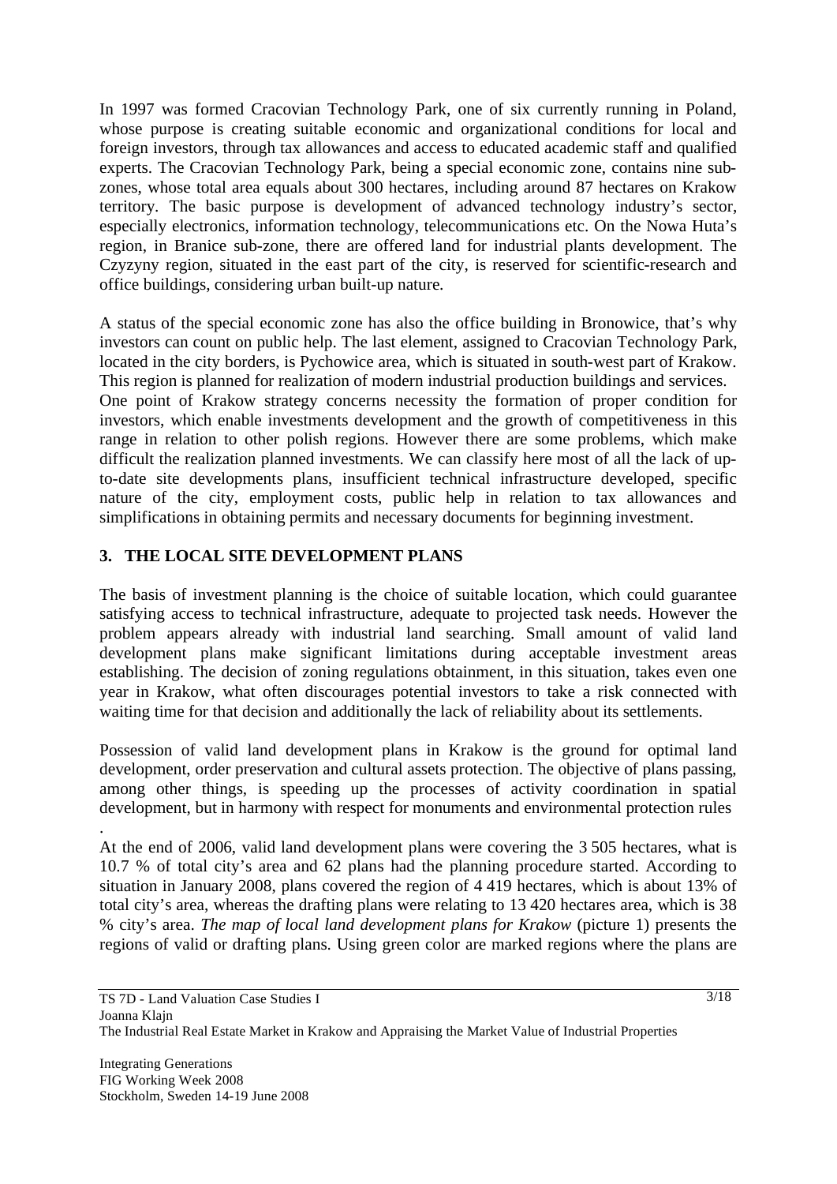In 1997 was formed Cracovian Technology Park, one of six currently running in Poland, whose purpose is creating suitable economic and organizational conditions for local and foreign investors, through tax allowances and access to educated academic staff and qualified experts. The Cracovian Technology Park, being a special economic zone, contains nine sub-zones, whose total area equals about 300 hectares, including around 87 hectares on Krakow territory. The basic purpose is development of advanced technology industry's sector, especially electronics, information technology, telecommunications etc. On the Nowa Huta's region, in Branice sub-zone, there are offered land for industrial plants development. The Czyzyny region, situated in the east part of the city, is reserved for scientific-research and office buildings, considering urban built-up nature.

A status of the special economic zone has also the office building in Bronowice, that's why investors can count on public help. The last element, assigned to Cracovian Technology Park, located in the city borders, is Pychowice area, which is situated in south-west part of Krakow. This region is planned for realization of modern industrial production buildings and services.
One point of Krakow strategy concerns necessity the formation of proper condition for investors, which enable investments development and the growth of competitiveness in this range in relation to other polish regions. However there are some problems, which make difficult the realization planned investments. We can classify here most of all the lack of up-to-date site developments plans, insufficient technical infrastructure developed, specific nature of the city, employment costs, public help in relation to tax allowances and simplifications in obtaining permits and necessary documents for beginning investment.

## 3. THE LOCAL SITE DEVELOPMENT PLANS

The basis of investment planning is the choice of suitable location, which could guarantee satisfying access to technical infrastructure, adequate to projected task needs. However the problem appears already with industrial land searching. Small amount of valid land development plans make significant limitations during acceptable investment areas establishing. The decision of zoning regulations obtainment, in this situation, takes even one year in Krakow, what often discourages potential investors to take a risk connected with waiting time for that decision and additionally the lack of reliability about its settlements.

Possession of valid land development plans in Krakow is the ground for optimal land development, order preservation and cultural assets protection. The objective of plans passing, among other things, is speeding up the processes of activity coordination in spatial development, but in harmony with respect for monuments and environmental protection rules
.
At the end of 2006, valid land development plans were covering the 3 505 hectares, what is 10.7 % of total city's area and 62 plans had the planning procedure started. According to situation in January 2008, plans covered the region of 4 419 hectares, which is about 13% of total city's area, whereas the drafting plans were relating to 13 420 hectares area, which is 38 % city's area. *The map of local land development plans for Krakow* (picture 1) presents the regions of valid or drafting plans. Using green color are marked regions where the plans are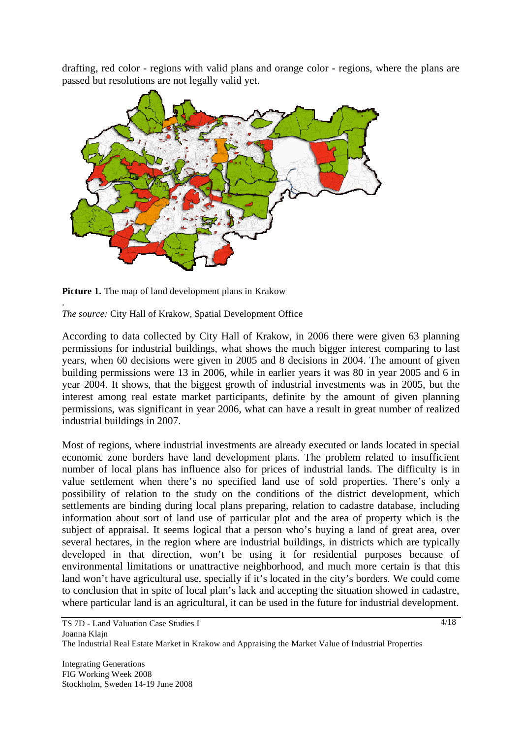drafting, red color - regions with valid plans and orange color - regions, where the plans are passed but resolutions are not legally valid yet.

**Picture 1.** The map of land development plans in Krakow

.

*The source:* City Hall of Krakow, Spatial Development Office

According to data collected by City Hall of Krakow, in 2006 there were given 63 planning permissions for industrial buildings, what shows the much bigger interest comparing to last years, when 60 decisions were given in 2005 and 8 decisions in 2004. The amount of given building permissions were 13 in 2006, while in earlier years it was 80 in year 2005 and 6 in year 2004. It shows, that the biggest growth of industrial investments was in 2005, but the interest among real estate market participants, definite by the amount of given planning permissions, was significant in year 2006, what can have a result in great number of realized industrial buildings in 2007.

Most of regions, where industrial investments are already executed or lands located in special economic zone borders have land development plans. The problem related to insufficient number of local plans has influence also for prices of industrial lands. The difficulty is in value settlement when there's no specified land use of sold properties. There's only a possibility of relation to the study on the conditions of the district development, which settlements are binding during local plans preparing, relation to cadastre database, including information about sort of land use of particular plot and the area of property which is the subject of appraisal. It seems logical that a person who's buying a land of great area, over several hectares, in the region where are industrial buildings, in districts which are typically developed in that direction, won't be using it for residential purposes because of environmental limitations or unattractive neighborhood, and much more certain is that this land won't have agricultural use, specially if it's located in the city's borders. We could come to conclusion that in spite of local plan's lack and accepting the situation showed in cadastre, where particular land is an agricultural, it can be used in the future for industrial development.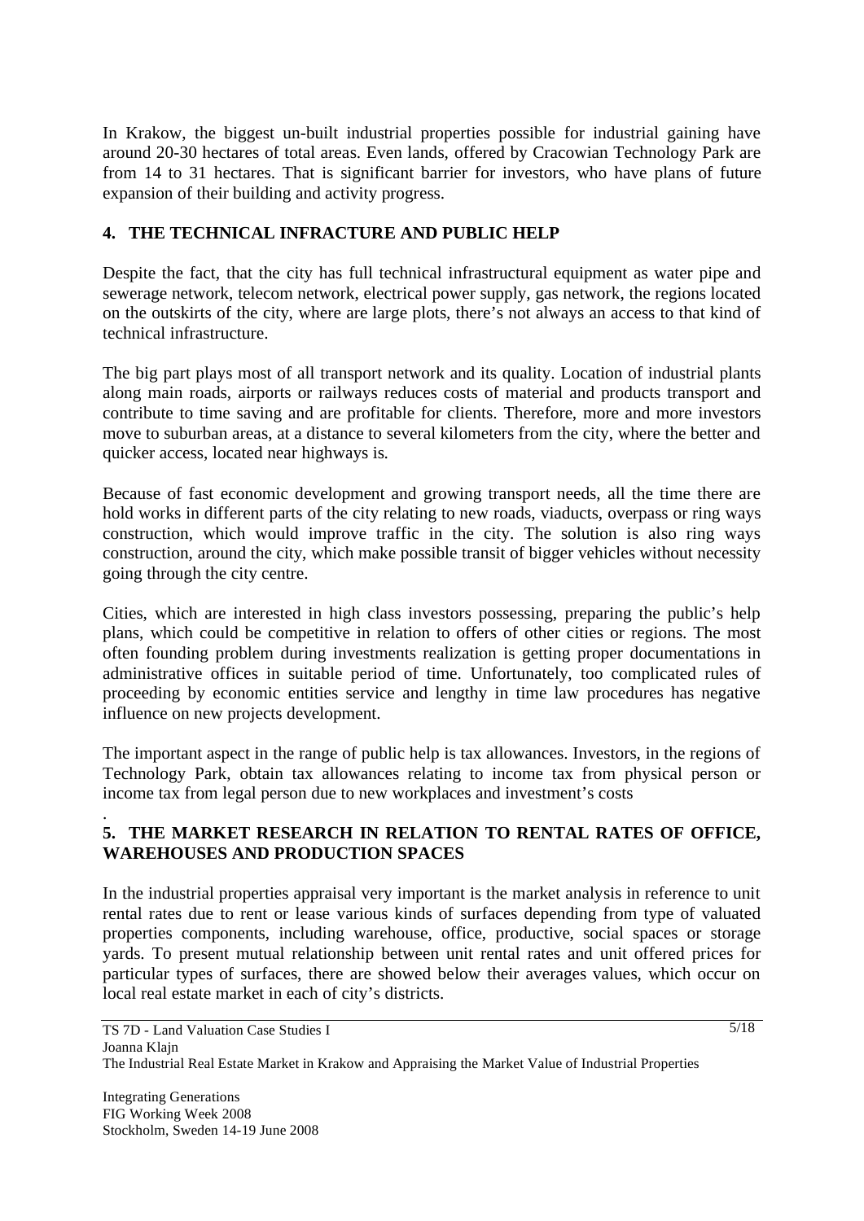In Krakow, the biggest un-built industrial properties possible for industrial gaining have around 20-30 hectares of total areas. Even lands, offered by Cracowian Technology Park are from 14 to 31 hectares. That is significant barrier for investors, who have plans of future expansion of their building and activity progress.

## 4. THE TECHNICAL INFRACTURE AND PUBLIC HELP

Despite the fact, that the city has full technical infrastructural equipment as water pipe and sewerage network, telecom network, electrical power supply, gas network, the regions located on the outskirts of the city, where are large plots, there's not always an access to that kind of technical infrastructure.

The big part plays most of all transport network and its quality. Location of industrial plants along main roads, airports or railways reduces costs of material and products transport and contribute to time saving and are profitable for clients. Therefore, more and more investors move to suburban areas, at a distance to several kilometers from the city, where the better and quicker access, located near highways is.

Because of fast economic development and growing transport needs, all the time there are hold works in different parts of the city relating to new roads, viaducts, overpass or ring ways construction, which would improve traffic in the city. The solution is also ring ways construction, around the city, which make possible transit of bigger vehicles without necessity going through the city centre.

Cities, which are interested in high class investors possessing, preparing the public's help plans, which could be competitive in relation to offers of other cities or regions. The most often founding problem during investments realization is getting proper documentations in administrative offices in suitable period of time. Unfortunately, too complicated rules of proceeding by economic entities service and lengthy in time law procedures has negative influence on new projects development.

The important aspect in the range of public help is tax allowances. Investors, in the regions of Technology Park, obtain tax allowances relating to income tax from physical person or income tax from legal person due to new workplaces and investment's costs

.

## 5. THE MARKET RESEARCH IN RELATION TO RENTAL RATES OF OFFICE, WAREHOUSES AND PRODUCTION SPACES

In the industrial properties appraisal very important is the market analysis in reference to unit rental rates due to rent or lease various kinds of surfaces depending from type of valuated properties components, including warehouse, office, productive, social spaces or storage yards. To present mutual relationship between unit rental rates and unit offered prices for particular types of surfaces, there are showed below their averages values, which occur on local real estate market in each of city's districts.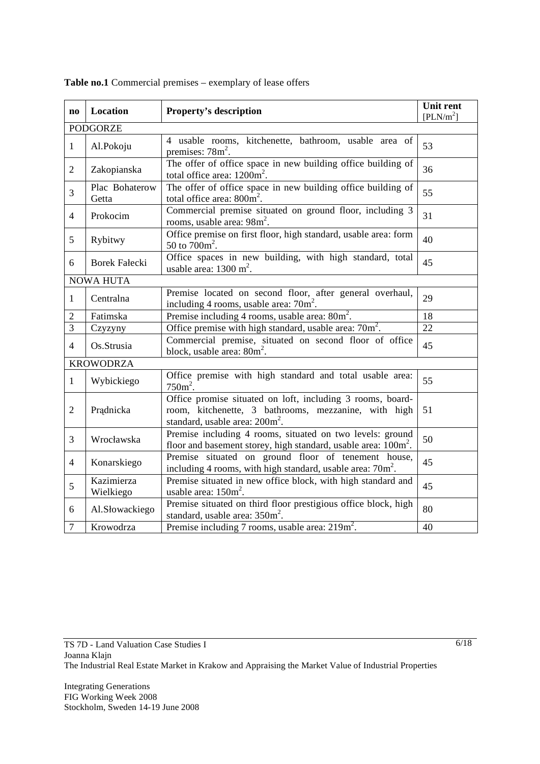**Table no.1** Commercial premises – exemplary of lease offers

| no | Location | Property's description | Unit rent [PLN/m$^2$] |
|---|---|---|---|
| PODGORZE | | | |
| 1 | Al.Pokoju | 4 usable rooms, kitchenette, bathroom, usable area of premises: 78m$^2$. | 53 |
| 2 | Zakopianska | The offer of office space in new building office building of total office area: 1200m$^2$. | 36 |
| 3 | Plac Bohaterow Getta | The offer of office space in new building office building of total office area: 800m$^2$. | 55 |
| 4 | Prokocim | Commercial premise situated on ground floor, including 3 rooms, usable area: 98m$^2$. | 31 |
| 5 | Rybitwy | Office premise on first floor, high standard, usable area: form 50 to 700m$^2$. | 40 |
| 6 | Borek Fałecki | Office spaces in new building, with high standard, total usable area: 1300 m$^2$. | 45 |
| NOWA HUTA | | | |
| 1 | Centralna | Premise located on second floor, after general overhaul, including 4 rooms, usable area: 70m$^2$. | 29 |
| 2 | Fatimska | Premise including 4 rooms, usable area: 80m$^2$. | 18 |
| 3 | Czyzyny | Office premise with high standard, usable area: 70m$^2$. | 22 |
| 4 | Os.Strusia | Commercial premise, situated on second floor of office block, usable area: 80m$^2$. | 45 |
| KROWODRZA | | | |
| 1 | Wybickiego | Office premise with high standard and total usable area: 750m$^2$. | 55 |
| 2 | Prądnicka | Office promise situated on loft, including 3 rooms, board-room, kitchenette, 3 bathrooms, mezzanine, with high standard, usable area: 200m$^2$. | 51 |
| 3 | Wrocławska | Premise including 4 rooms, situated on two levels: ground floor and basement storey, high standard, usable area: 100m$^2$. | 50 |
| 4 | Konarskiego | Premise situated on ground floor of tenement house, including 4 rooms, with high standard, usable area: 70m$^2$. | 45 |
| 5 | Kazimierza Wielkiego | Premise situated in new office block, with high standard and usable area: 150m$^2$. | 45 |
| 6 | Al.Słowackiego | Premise situated on third floor prestigious office block, high standard, usable area: 350m$^2$. | 80 |
| 7 | Krowodrza | Premise including 7 rooms, usable area: 219m$^2$. | 40 |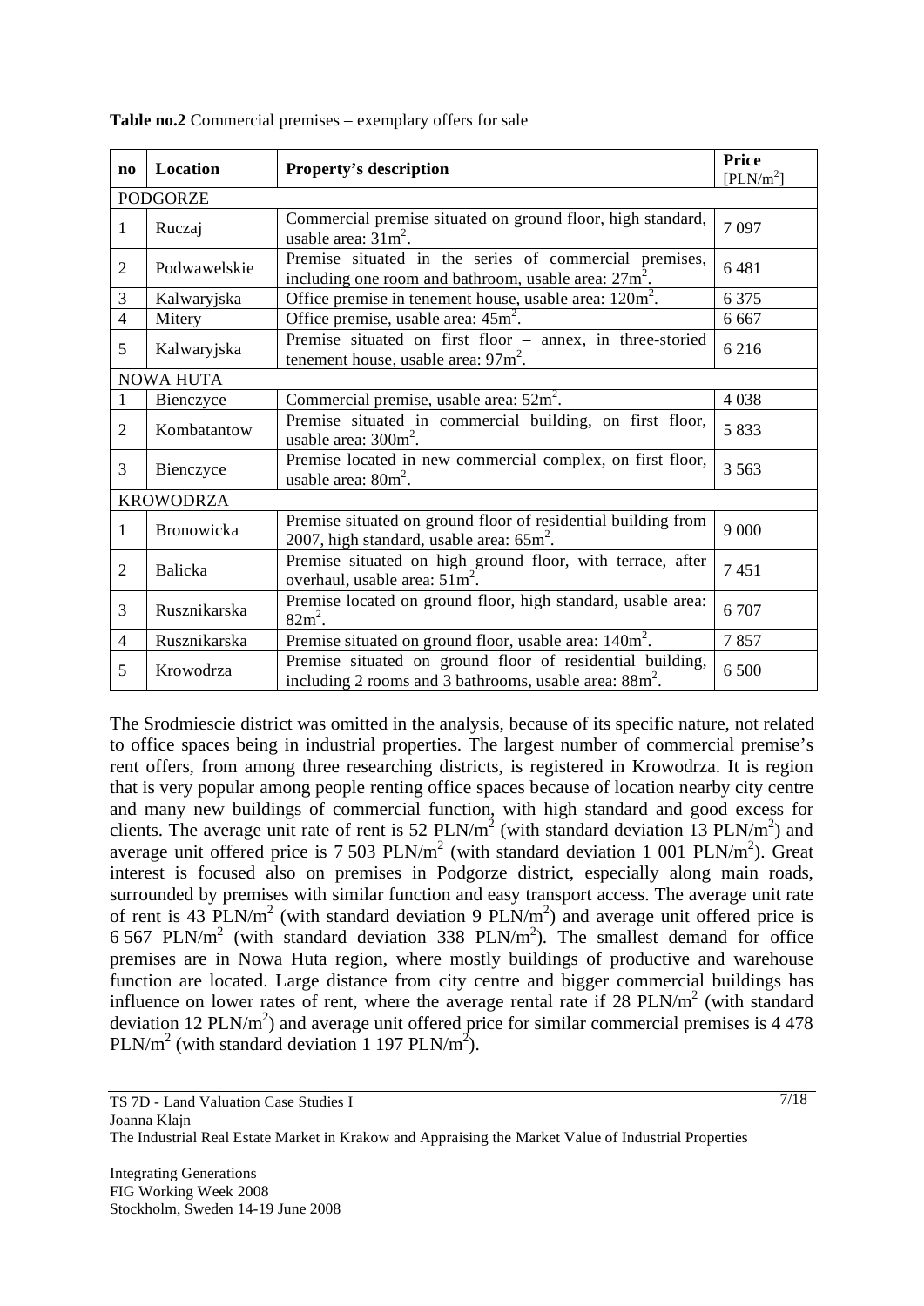**Table no.2** Commercial premises – exemplary offers for sale

| no | Location | Property's description | Price [PLN/m$^2$] |
|---|---|---|---|
| PODGORZE | | | |
| 1 | Ruczaj | Commercial premise situated on ground floor, high standard, usable area: 31m$^2$. | 7 097 |
| 2 | Podwawelskie | Premise situated in the series of commercial premises, including one room and bathroom, usable area: 27m$^2$. | 6 481 |
| 3 | Kalwaryjska | Office premise in tenement house, usable area: 120m$^2$. | 6 375 |
| 4 | Mitery | Office premise, usable area: 45m$^2$. | 6 667 |
| 5 | Kalwaryjska | Premise situated on first floor – annex, in three-storied tenement house, usable area: 97m$^2$. | 6 216 |
| NOWA HUTA | | | |
| 1 | Bienczyce | Commercial premise, usable area: 52m$^2$. | 4 038 |
| 2 | Kombatantow | Premise situated in commercial building, on first floor, usable area: 300m$^2$. | 5 833 |
| 3 | Bienczyce | Premise located in new commercial complex, on first floor, usable area: 80m$^2$. | 3 563 |
| KROWODRZA | | | |
| 1 | Bronowicka | Premise situated on ground floor of residential building from 2007, high standard, usable area: 65m$^2$. | 9 000 |
| 2 | Balicka | Premise situated on high ground floor, with terrace, after overhaul, usable area: 51m$^2$. | 7 451 |
| 3 | Rusznikarska | Premise located on ground floor, high standard, usable area: 82m$^2$. | 6 707 |
| 4 | Rusznikarska | Premise situated on ground floor, usable area: 140m$^2$. | 7 857 |
| 5 | Krowodrza | Premise situated on ground floor of residential building, including 2 rooms and 3 bathrooms, usable area: 88m$^2$. | 6 500 |

The Srodmiescie district was omitted in the analysis, because of its specific nature, not related to office spaces being in industrial properties. The largest number of commercial premise's rent offers, from among three researching districts, is registered in Krowodrza. It is region that is very popular among people renting office spaces because of location nearby city centre and many new buildings of commercial function, with high standard and good excess for clients. The average unit rate of rent is 52 PLN/m$^2$ (with standard deviation 13 PLN/m$^2$) and average unit offered price is 7 503 PLN/m$^2$ (with standard deviation 1 001 PLN/m$^2$). Great interest is focused also on premises in Podgorze district, especially along main roads, surrounded by premises with similar function and easy transport access. The average unit rate of rent is 43 PLN/m$^2$ (with standard deviation 9 PLN/m$^2$) and average unit offered price is 6 567 PLN/m$^2$ (with standard deviation 338 PLN/m$^2$). The smallest demand for office premises are in Nowa Huta region, where mostly buildings of productive and warehouse function are located. Large distance from city centre and bigger commercial buildings has influence on lower rates of rent, where the average rental rate if 28 PLN/m$^2$ (with standard deviation 12 PLN/m$^2$) and average unit offered price for similar commercial premises is 4 478 PLN/m$^2$ (with standard deviation 1 197 PLN/m$^2$).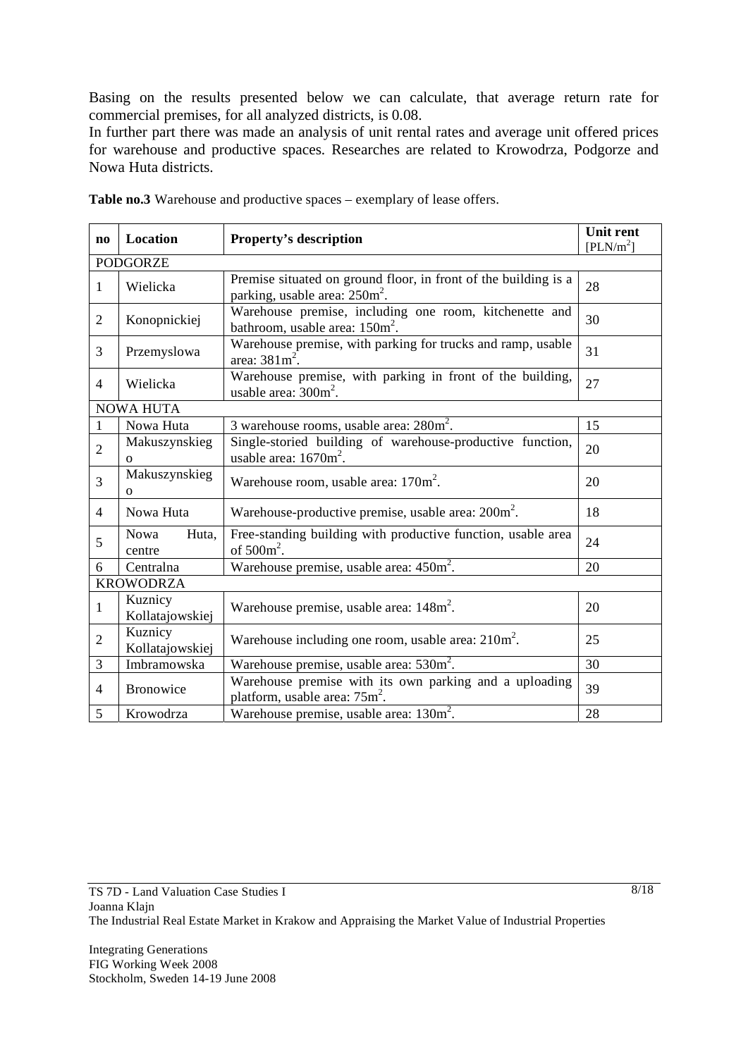Basing on the results presented below we can calculate, that average return rate for commercial premises, for all analyzed districts, is 0.08.

In further part there was made an analysis of unit rental rates and average unit offered prices for warehouse and productive spaces. Researches are related to Krowodrza, Podgorze and Nowa Huta districts.

**Table no.3** Warehouse and productive spaces – exemplary of lease offers.

| no | Location | Property's description | Unit rent [PLN/m$^2$] |
|---|---|---|---|
| PODGORZE | | | |
| 1 | Wielicka | Premise situated on ground floor, in front of the building is a parking, usable area: 250m$^2$. | 28 |
| 2 | Konopnickiej | Warehouse premise, including one room, kitchenette and bathroom, usable area: 150m$^2$. | 30 |
| 3 | Przemyslowa | Warehouse premise, with parking for trucks and ramp, usable area: 381m$^2$. | 31 |
| 4 | Wielicka | Warehouse premise, with parking in front of the building, usable area: 300m$^2$. | 27 |
| NOWA HUTA | | | |
| 1 | Nowa Huta | 3 warehouse rooms, usable area: 280m$^2$. | 15 |
| 2 | Makuszynskiego | Single-storied building of warehouse-productive function, usable area: 1670m$^2$. | 20 |
| 3 | Makuszynskiego | Warehouse room, usable area: 170m$^2$. | 20 |
| 4 | Nowa Huta | Warehouse-productive premise, usable area: 200m$^2$. | 18 |
| 5 | Nowa Huta, centre | Free-standing building with productive function, usable area of 500m$^2$. | 24 |
| 6 | Centralna | Warehouse premise, usable area: 450m$^2$. | 20 |
| KROWODRZA | | | |
| 1 | Kuznicy Kollatajowskiej | Warehouse premise, usable area: 148m$^2$. | 20 |
| 2 | Kuznicy Kollatajowskiej | Warehouse including one room, usable area: 210m$^2$. | 25 |
| 3 | Imbramowska | Warehouse premise, usable area: 530m$^2$. | 30 |
| 4 | Bronowice | Warehouse premise with its own parking and a uploading platform, usable area: 75m$^2$. | 39 |
| 5 | Krowodrza | Warehouse premise, usable area: 130m$^2$. | 28 |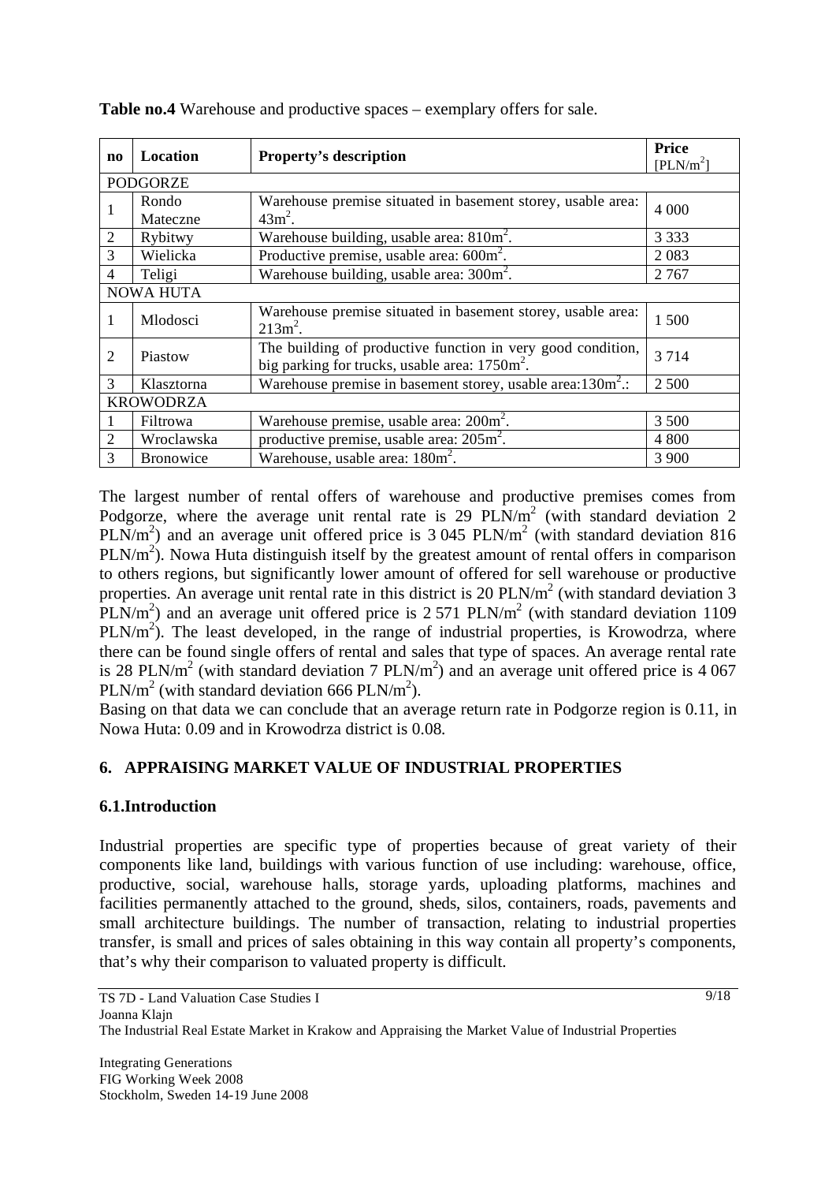**Table no.4** Warehouse and productive spaces – exemplary offers for sale.

| no | Location | Property's description | Price [PLN/m$^2$] |
|---|---|---|---|
| PODGORZE | | | |
| 1 | Rondo Mateczne | Warehouse premise situated in basement storey, usable area: 43m$^2$. | 4 000 |
| 2 | Rybitwy | Warehouse building, usable area: 810m$^2$. | 3 333 |
| 3 | Wielicka | Productive premise, usable area: 600m$^2$. | 2 083 |
| 4 | Teligi | Warehouse building, usable area: 300m$^2$. | 2 767 |
| NOWA HUTA | | | |
| 1 | Mlodosci | Warehouse premise situated in basement storey, usable area: 213m$^2$. | 1 500 |
| 2 | Piastow | The building of productive function in very good condition, big parking for trucks, usable area: 1750m$^2$. | 3 714 |
| 3 | Klasztorna | Warehouse premise in basement storey, usable area:130m$^2$.: | 2 500 |
| KROWODRZA | | | |
| 1 | Filtrowa | Warehouse premise, usable area: 200m$^2$. | 3 500 |
| 2 | Wroclawska | productive premise, usable area: 205m$^2$. | 4 800 |
| 3 | Bronowice | Warehouse, usable area: 180m$^2$. | 3 900 |

The largest number of rental offers of warehouse and productive premises comes from Podgorze, where the average unit rental rate is 29 PLN/m$^2$ (with standard deviation 2 PLN/m$^2$) and an average unit offered price is 3 045 PLN/m$^2$ (with standard deviation 816 PLN/m$^2$). Nowa Huta distinguish itself by the greatest amount of rental offers in comparison to others regions, but significantly lower amount of offered for sell warehouse or productive properties. An average unit rental rate in this district is 20 PLN/m$^2$ (with standard deviation 3 PLN/m$^2$) and an average unit offered price is 2 571 PLN/m$^2$ (with standard deviation 1109 PLN/m$^2$). The least developed, in the range of industrial properties, is Krowodrza, where there can be found single offers of rental and sales that type of spaces. An average rental rate is 28 PLN/m$^2$ (with standard deviation 7 PLN/m$^2$) and an average unit offered price is 4 067 PLN/m$^2$ (with standard deviation 666 PLN/m$^2$).

Basing on that data we can conclude that an average return rate in Podgorze region is 0.11, in Nowa Huta: 0.09 and in Krowodrza district is 0.08.

## 6. APPRAISING MARKET VALUE OF INDUSTRIAL PROPERTIES

### 6.1.Introduction

Industrial properties are specific type of properties because of great variety of their components like land, buildings with various function of use including: warehouse, office, productive, social, warehouse halls, storage yards, uploading platforms, machines and facilities permanently attached to the ground, sheds, silos, containers, roads, pavements and small architecture buildings. The number of transaction, relating to industrial properties transfer, is small and prices of sales obtaining in this way contain all property's components, that's why their comparison to valuated property is difficult.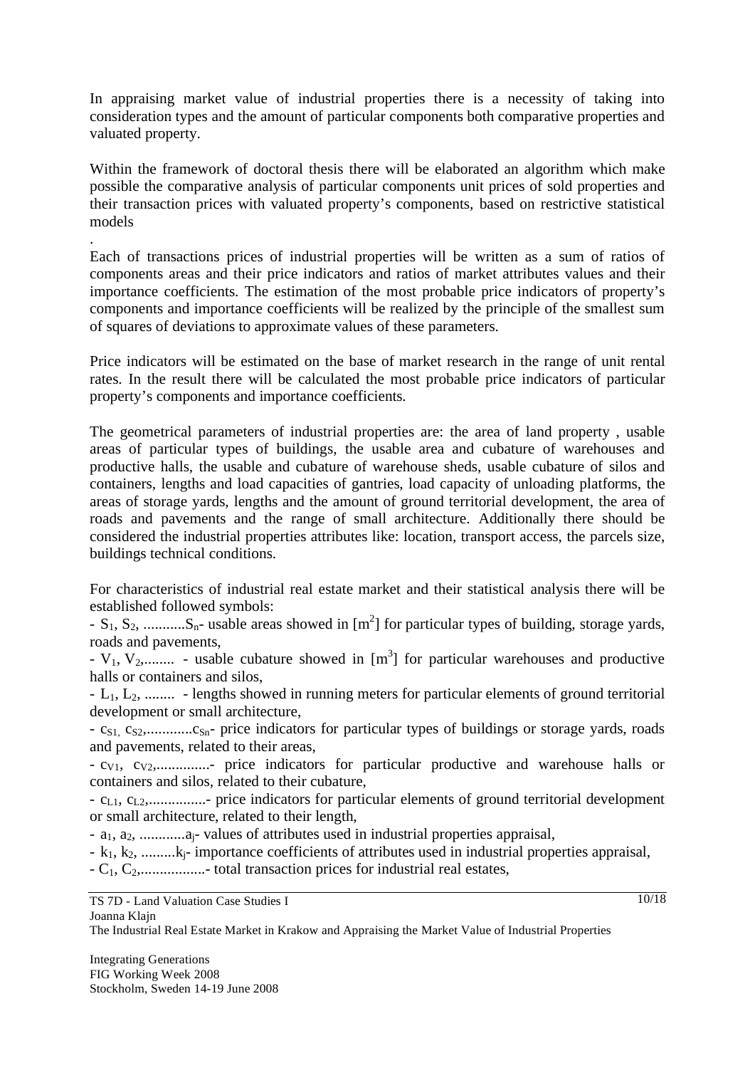In appraising market value of industrial properties there is a necessity of taking into consideration types and the amount of particular components both comparative properties and valuated property.

Within the framework of doctoral thesis there will be elaborated an algorithm which make possible the comparative analysis of particular components unit prices of sold properties and their transaction prices with valuated property's components, based on restrictive statistical models

.
Each of transactions prices of industrial properties will be written as a sum of ratios of components areas and their price indicators and ratios of market attributes values and their importance coefficients. The estimation of the most probable price indicators of property's components and importance coefficients will be realized by the principle of the smallest sum of squares of deviations to approximate values of these parameters.

Price indicators will be estimated on the base of market research in the range of unit rental rates. In the result there will be calculated the most probable price indicators of particular property's components and importance coefficients.

The geometrical parameters of industrial properties are: the area of land property , usable areas of particular types of buildings, the usable area and cubature of warehouses and productive halls, the usable and cubature of warehouse sheds, usable cubature of silos and containers, lengths and load capacities of gantries, load capacity of unloading platforms, the areas of storage yards, lengths and the amount of ground territorial development, the area of roads and pavements and the range of small architecture. Additionally there should be considered the industrial properties attributes like: location, transport access, the parcels size, buildings technical conditions.

For characteristics of industrial real estate market and their statistical analysis there will be established followed symbols:

- $S_1$, $S_2$, ...........$S_n$- usable areas showed in [$m^2$] for particular types of building, storage yards, roads and pavements,
- $V_1$, $V_2$,........ - usable cubature showed in [$m^3$] for particular warehouses and productive halls or containers and silos,
- $L_1$, $L_2$, ........ - lengths showed in running meters for particular elements of ground territorial development or small architecture,
- $c_{S1}$, $c_{S2}$,............$c_{Sn}$- price indicators for particular types of buildings or storage yards, roads and pavements, related to their areas,
- $c_{V1}$, $c_{V2}$,..............- price indicators for particular productive and warehouse halls or containers and silos, related to their cubature,
- $c_{L1}$, $c_{L2}$,...............- price indicators for particular elements of ground territorial development or small architecture, related to their length,
- $a_1$, $a_2$, ............$a_j$- values of attributes used in industrial properties appraisal,
- $k_1$, $k_2$, .........$k_j$- importance coefficients of attributes used in industrial properties appraisal,
- $C_1$, $C_2$,.................- total transaction prices for industrial real estates,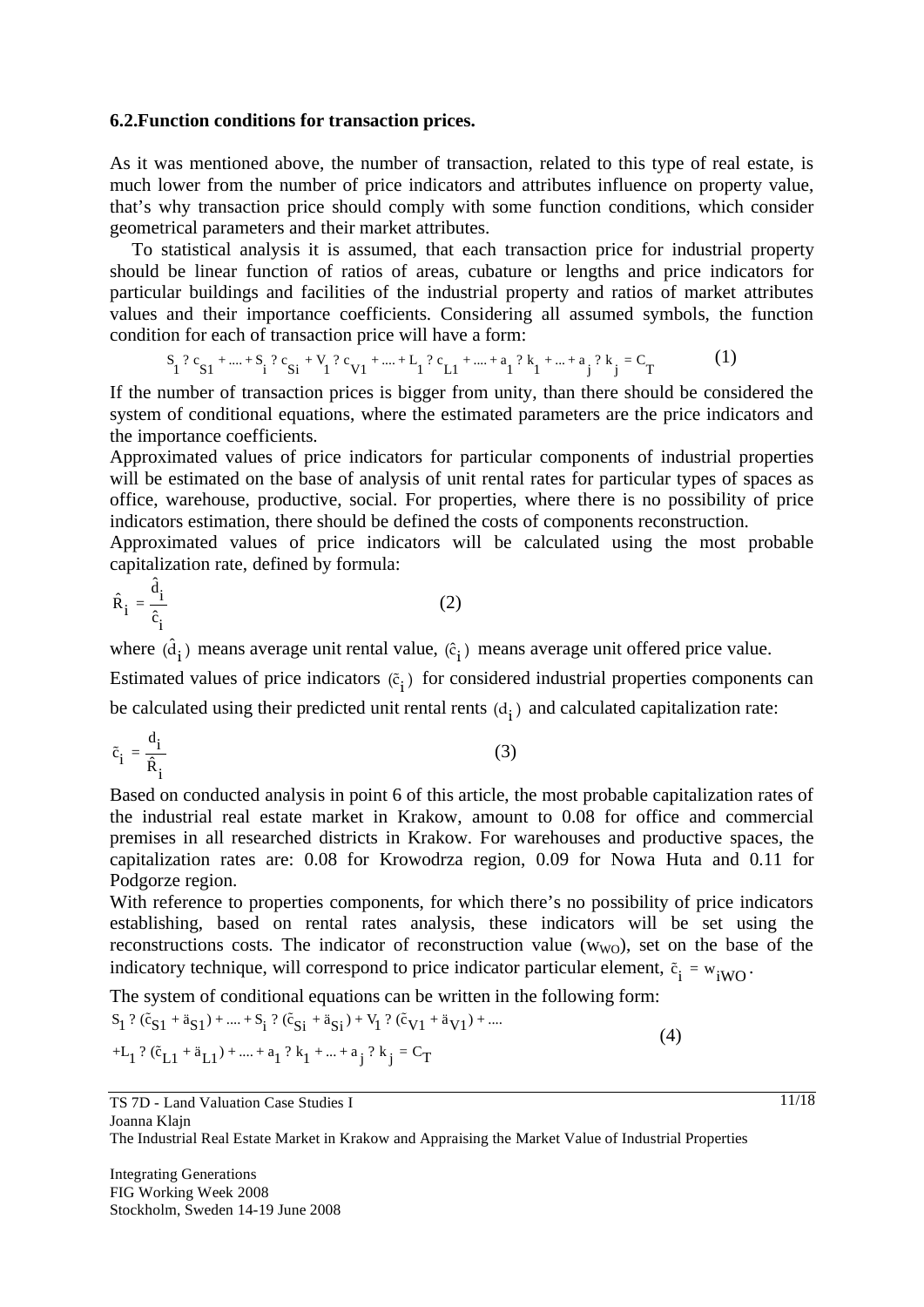### 6.2.Function conditions for transaction prices.

As it was mentioned above, the number of transaction, related to this type of real estate, is much lower from the number of price indicators and attributes influence on property value, that's why transaction price should comply with some function conditions, which consider geometrical parameters and their market attributes.

To statistical analysis it is assumed, that each transaction price for industrial property should be linear function of ratios of areas, cubature or lengths and price indicators for particular buildings and facilities of the industrial property and ratios of market attributes values and their importance coefficients. Considering all assumed symbols, the function condition for each of transaction price will have a form:

$$S_1 ? c_{S1} + .... + S_i ? c_{Si} + V_1 ? c_{V1} + .... + L_1 ? c_{L1} + .... + a_1 ? k_1 + ... + a_j ? k_j = C_T \quad (1)$$

If the number of transaction prices is bigger from unity, than there should be considered the system of conditional equations, where the estimated parameters are the price indicators and the importance coefficients.

Approximated values of price indicators for particular components of industrial properties will be estimated on the base of analysis of unit rental rates for particular types of spaces as office, warehouse, productive, social. For properties, where there is no possibility of price indicators estimation, there should be defined the costs of components reconstruction.

Approximated values of price indicators will be calculated using the most probable capitalization rate, defined by formula:

$$\hat{R}_i = \frac{\hat{d}_i}{\hat{c}_i} \quad (2)$$

where $(\hat{d}_i)$ means average unit rental value, $(\hat{c}_i)$ means average unit offered price value.

Estimated values of price indicators $(\tilde{c}_i)$ for considered industrial properties components can be calculated using their predicted unit rental rents $(d_i)$ and calculated capitalization rate:

$$\tilde{c}_i = \frac{d_i}{\hat{R}_i} \quad (3)$$

Based on conducted analysis in point 6 of this article, the most probable capitalization rates of the industrial real estate market in Krakow, amount to 0.08 for office and commercial premises in all researched districts in Krakow. For warehouses and productive spaces, the capitalization rates are: 0.08 for Krowodrza region, 0.09 for Nowa Huta and 0.11 for Podgorze region.

With reference to properties components, for which there's no possibility of price indicators establishing, based on rental rates analysis, these indicators will be set using the reconstructions costs. The indicator of reconstruction value ($w_{WO}$), set on the base of the indicatory technique, will correspond to price indicator particular element, $\tilde{c}_i = w_{iWO}$.

The system of conditional equations can be written in the following form:

$$S_1 ? (\tilde{c}_{S1} + ä_{S1}) + .... + S_i ? (\tilde{c}_{Si} + ä_{Si}) + V_1 ? (\tilde{c}_{V1} + ä_{V1}) + ....$$
$$+ L_1 ? (\tilde{c}_{L1} + ä_{L1}) + .... + a_1 ? k_1 + ... + a_j ? k_j = C_T \quad (4)$$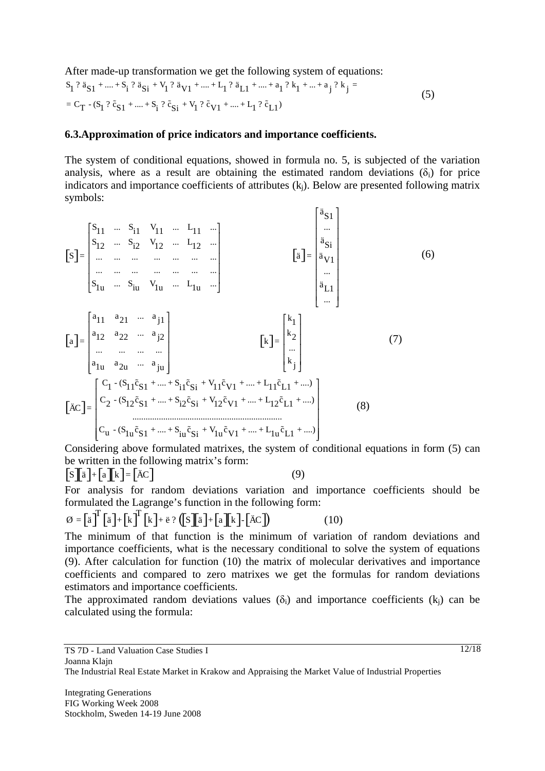After made-up transformation we get the following system of equations:

$$
\begin{aligned}
& S_1 ? \ddot{a}_{S1} + .... + S_i ? \ddot{a}_{Si} + V_1 ? \ddot{a}_{V1} + .... + L_1 ? \ddot{a}_{L1} + .... + a_1 ? k_1 + ... + a_j ? k_j = \\
& = C_T - (S_1 ? \tilde{c}_{S1} + .... + S_i ? \tilde{c}_{Si} + V_1 ? \tilde{c}_{V1} + .... + L_1 ? \tilde{c}_{L1})
\end{aligned} \tag{5}
$$

### 6.3.Approximation of price indicators and importance coefficients.

The system of conditional equations, showed in formula no. 5, is subjected of the variation analysis, where as a result are obtaining the estimated random deviations ($\delta_i$) for price indicators and importance coefficients of attributes ($k_j$). Below are presented following matrix symbols:

$$
[S] = \begin{bmatrix} S_{11} & ... & S_{i1} & V_{11} & ... & L_{11} & ... \\ S_{12} & ... & S_{i2} & V_{12} & ... & L_{12} & ... \\ ... & ... & ... & ... & ... & ... & ... \\ ... & ... & ... & ... & ... & ... & ... \\ S_{1u} & ... & S_{iu} & V_{1u} & ... & L_{1u} & ... \end{bmatrix} \qquad [\ddot{a}] = \begin{bmatrix} \ddot{a}_{S1} \\ ... \\ \ddot{a}_{Si} \\ \ddot{a}_{V1} \\ ... \\ \ddot{a}_{L1} \\ ... \end{bmatrix} \tag{6}
$$

$$
[a] = \begin{bmatrix} a_{11} & a_{21} & ... & a_{j1} \\ a_{12} & a_{22} & ... & a_{j2} \\ ... & ... & ... & ... \\ a_{1u} & a_{2u} & ... & a_{ju} \end{bmatrix} \qquad [k] = \begin{bmatrix} k_1 \\ k_2 \\ ... \\ k_j \end{bmatrix} \tag{7}
$$

$$
[\ddot{A}C] = \begin{bmatrix} C_1 - (S_{11}\tilde{c}_{S1} + .... + S_{i1}\tilde{c}_{Si} + V_{11}\tilde{c}_{V1} + .... + L_{11}\tilde{c}_{L1} + ....) \\ C_2 - (S_{12}\tilde{c}_{S1} + .... + S_{i2}\tilde{c}_{Si} + V_{12}\tilde{c}_{V1} + .... + L_{12}\tilde{c}_{L1} + ....) \\ \text{.................................................................} \\ C_u - (S_{1u}\tilde{c}_{S1} + .... + S_{iu}\tilde{c}_{Si} + V_{1u}\tilde{c}_{V1} + .... + L_{1u}\tilde{c}_{L1} + ....) \end{bmatrix} \tag{8}
$$

Considering above formulated matrixes, the system of conditional equations in form (5) can be written in the following matrix's form:

$$
[S][\ddot{a}] + [a][k] = [\ddot{A}C] \tag{9}
$$

For analysis for random deviations variation and importance coefficients should be formulated the Lagrange's function in the following form:

$$
Ø = [\ddot{a}]^T [\ddot{a}] + [k]^T [k] + \ddot{e} ? \left([S][\ddot{a}] + [a][k] - [\ddot{A}C]\right) \tag{10}
$$

The minimum of that function is the minimum of variation of random deviations and importance coefficients, what is the necessary conditional to solve the system of equations (9). After calculation for function (10) the matrix of molecular derivatives and importance coefficients and compared to zero matrixes we get the formulas for random deviations estimators and importance coefficients.

The approximated random deviations values ($\delta_i$) and importance coefficients ($k_j$) can be calculated using the formula: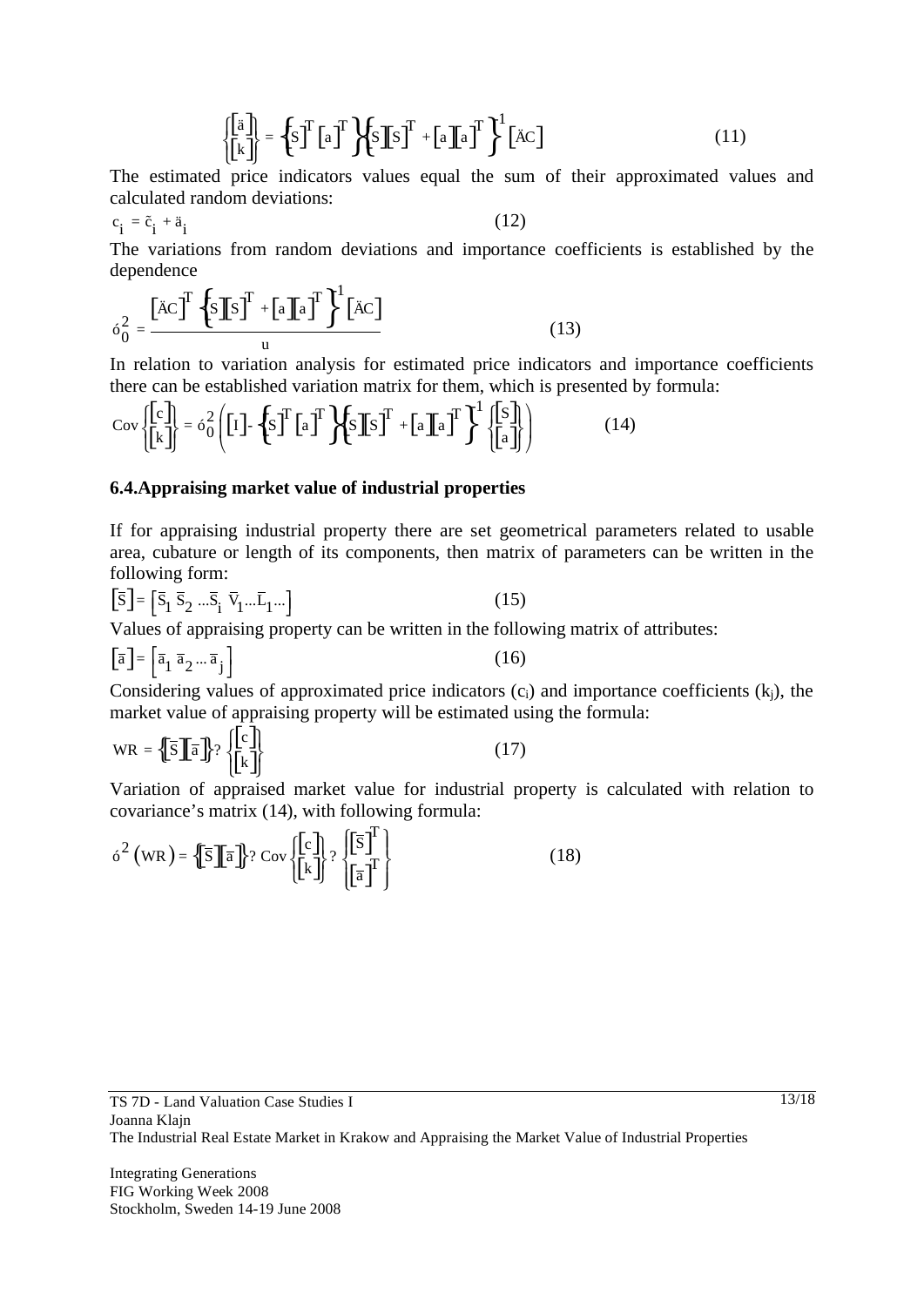$$\begin{Bmatrix} [\delta] \\ [k] \end{Bmatrix} = \left\{[S]^T [a]^T\right\}\left\{[S][S]^T + [a][a]^T\right\}^{-1}[\Delta C] \tag{11}$$

The estimated price indicators values equal the sum of their approximated values and calculated random deviations:

$$c_i = \tilde{c}_i + \delta_i \tag{12}$$

The variations from random deviations and importance coefficients is established by the dependence

$$\sigma_0^2 = \frac{[\Delta C]^T \left\{[S][S]^T + [a][a]^T\right\}^{-1} [\Delta C]}{u} \tag{13}$$

In relation to variation analysis for estimated price indicators and importance coefficients there can be established variation matrix for them, which is presented by formula:

$$\mathrm{Cov}\begin{Bmatrix} [c] \\ [k] \end{Bmatrix} = \sigma_0^2 \left( [I] - \left\{[S]^T [a]^T\right\}\left\{[S][S]^T + [a][a]^T\right\}^{-1} \begin{Bmatrix} [S] \\ [a] \end{Bmatrix} \right) \tag{14}$$

### 6.4. Appraising market value of industrial properties

If for appraising industrial property there are set geometrical parameters related to usable area, cubature or length of its components, then matrix of parameters can be written in the following form:

$$[\bar{S}] = [\bar{S}_1\ \bar{S}_2 \ldots \bar{S}_i\ \bar{V}_1 \ldots \bar{L}_1 \ldots] \tag{15}$$

Values of appraising property can be written in the following matrix of attributes:

$$[\bar{a}] = [\bar{a}_1\ \bar{a}_2 \ldots \bar{a}_j] \tag{16}$$

Considering values of approximated price indicators ($c_i$) and importance coefficients ($k_j$), the market value of appraising property will be estimated using the formula:

$$WR = \left\{[\bar{S}][\bar{a}]\right\} \cdot \begin{Bmatrix} [c] \\ [k] \end{Bmatrix} \tag{17}$$

Variation of appraised market value for industrial property is calculated with relation to covariance's matrix (14), with following formula:

$$\sigma^2(WR) = \left\{[\bar{S}][\bar{a}]\right\} \cdot \mathrm{Cov}\begin{Bmatrix} [c] \\ [k] \end{Bmatrix} \cdot \begin{Bmatrix} [\bar{S}]^T \\ [\bar{a}]^T \end{Bmatrix} \tag{18}$$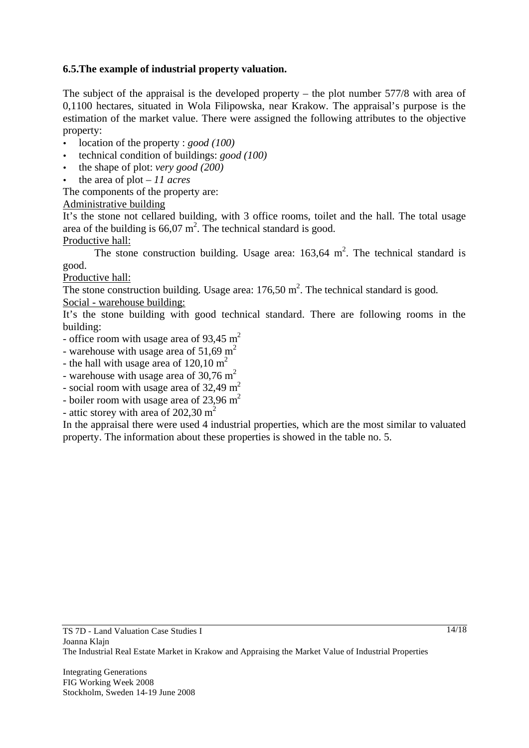### 6.5.The example of industrial property valuation.

The subject of the appraisal is the developed property – the plot number 577/8 with area of 0,1100 hectares, situated in Wola Filipowska, near Krakow. The appraisal's purpose is the estimation of the market value. There were assigned the following attributes to the objective property:

- location of the property : *good (100)*
- technical condition of buildings: *good (100)*
- the shape of plot: *very good (200)*
- the area of plot – *11 acres*

The components of the property are:

Administrative building

It's the stone not cellared building, with 3 office rooms, toilet and the hall. The total usage area of the building is 66,07 $m^2$. The technical standard is good.

Productive hall:

The stone construction building. Usage area: 163,64 $m^2$. The technical standard is good.

Productive hall:

The stone construction building. Usage area: 176,50 $m^2$. The technical standard is good.

Social - warehouse building:

It's the stone building with good technical standard. There are following rooms in the building:

- office room with usage area of 93,45 $m^2$
- warehouse with usage area of 51,69 $m^2$
- the hall with usage area of 120,10 $m^2$
- warehouse with usage area of 30,76 $m^2$
- social room with usage area of 32,49 $m^2$
- boiler room with usage area of 23,96 $m^2$
- attic storey with area of 202,30 $m^2$

In the appraisal there were used 4 industrial properties, which are the most similar to valuated property. The information about these properties is showed in the table no. 5.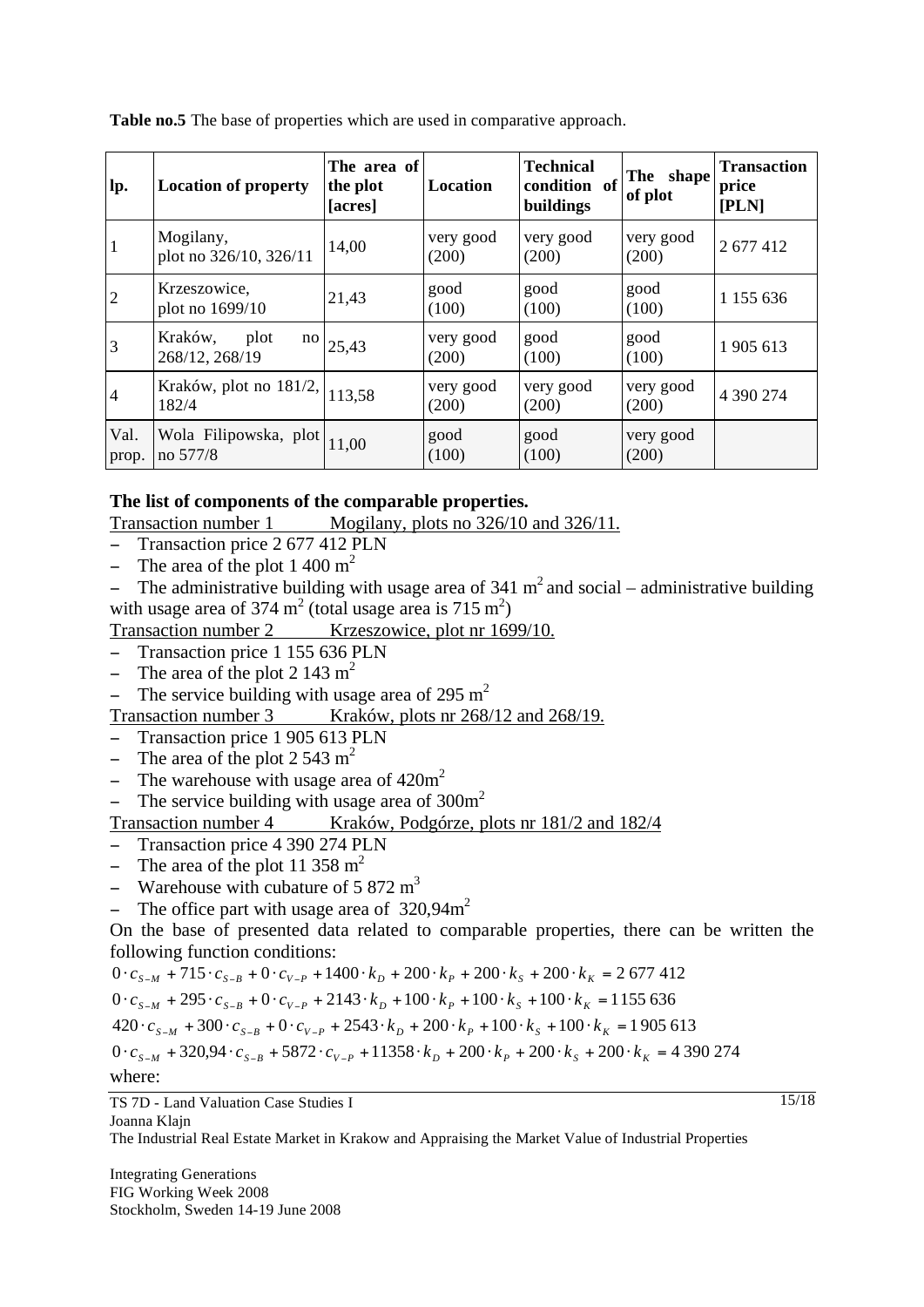**Table no.5** The base of properties which are used in comparative approach.

| lp. | Location of property | The area of the plot [acres] | Location | Technical condition of buildings | The shape of plot | Transaction price [PLN] |
|---|---|---|---|---|---|---|
| 1 | Mogilany, plot no 326/10, 326/11 | 14,00 | very good (200) | very good (200) | very good (200) | 2 677 412 |
| 2 | Krzeszowice, plot no 1699/10 | 21,43 | good (100) | good (100) | good (100) | 1 155 636 |
| 3 | Kraków, plot no 268/12, 268/19 | 25,43 | very good (200) | good (100) | good (100) | 1 905 613 |
| 4 | Kraków, plot no 181/2, 182/4 | 113,58 | very good (200) | very good (200) | very good (200) | 4 390 274 |
| Val. prop. | Wola Filipowska, plot no 577/8 | 11,00 | good (100) | good (100) | very good (200) | |

**The list of components of the comparable properties.**

Transaction number 1 Mogilany, plots no 326/10 and 326/11.

- Transaction price 2 677 412 PLN
- The area of the plot 1 400 m$^2$
- The administrative building with usage area of 341 m$^2$ and social – administrative building with usage area of 374 m$^2$ (total usage area is 715 m$^2$)

Transaction number 2 Krzeszowice, plot nr 1699/10.

- Transaction price 1 155 636 PLN
- The area of the plot 2 143 m$^2$
- The service building with usage area of 295 m$^2$

Transaction number 3 Kraków, plots nr 268/12 and 268/19.

- Transaction price 1 905 613 PLN
- The area of the plot 2 543 m$^2$
- The warehouse with usage area of 420m$^2$
- The service building with usage area of 300m$^2$

Transaction number 4 Kraków, Podgórze, plots nr 181/2 and 182/4

- Transaction price 4 390 274 PLN
- The area of the plot 11 358 m$^2$
- Warehouse with cubature of 5 872 m$^3$
- The office part with usage area of 320,94m$^2$

On the base of presented data related to comparable properties, there can be written the following function conditions:

$$0 \cdot c_{S-M} + 715 \cdot c_{S-B} + 0 \cdot c_{V-P} + 1400 \cdot k_D + 200 \cdot k_P + 200 \cdot k_S + 200 \cdot k_K = 2\,677\,412$$

$$0 \cdot c_{S-M} + 295 \cdot c_{S-B} + 0 \cdot c_{V-P} + 2143 \cdot k_D + 100 \cdot k_P + 100 \cdot k_S + 100 \cdot k_K = 1155\,636$$

$$420 \cdot c_{S-M} + 300 \cdot c_{S-B} + 0 \cdot c_{V-P} + 2543 \cdot k_D + 200 \cdot k_P + 100 \cdot k_S + 100 \cdot k_K = 1\,905\,613$$

$$0 \cdot c_{S-M} + 320{,}94 \cdot c_{S-B} + 5872 \cdot c_{V-P} + 11358 \cdot k_D + 200 \cdot k_P + 200 \cdot k_S + 200 \cdot k_K = 4\,390\,274$$

where: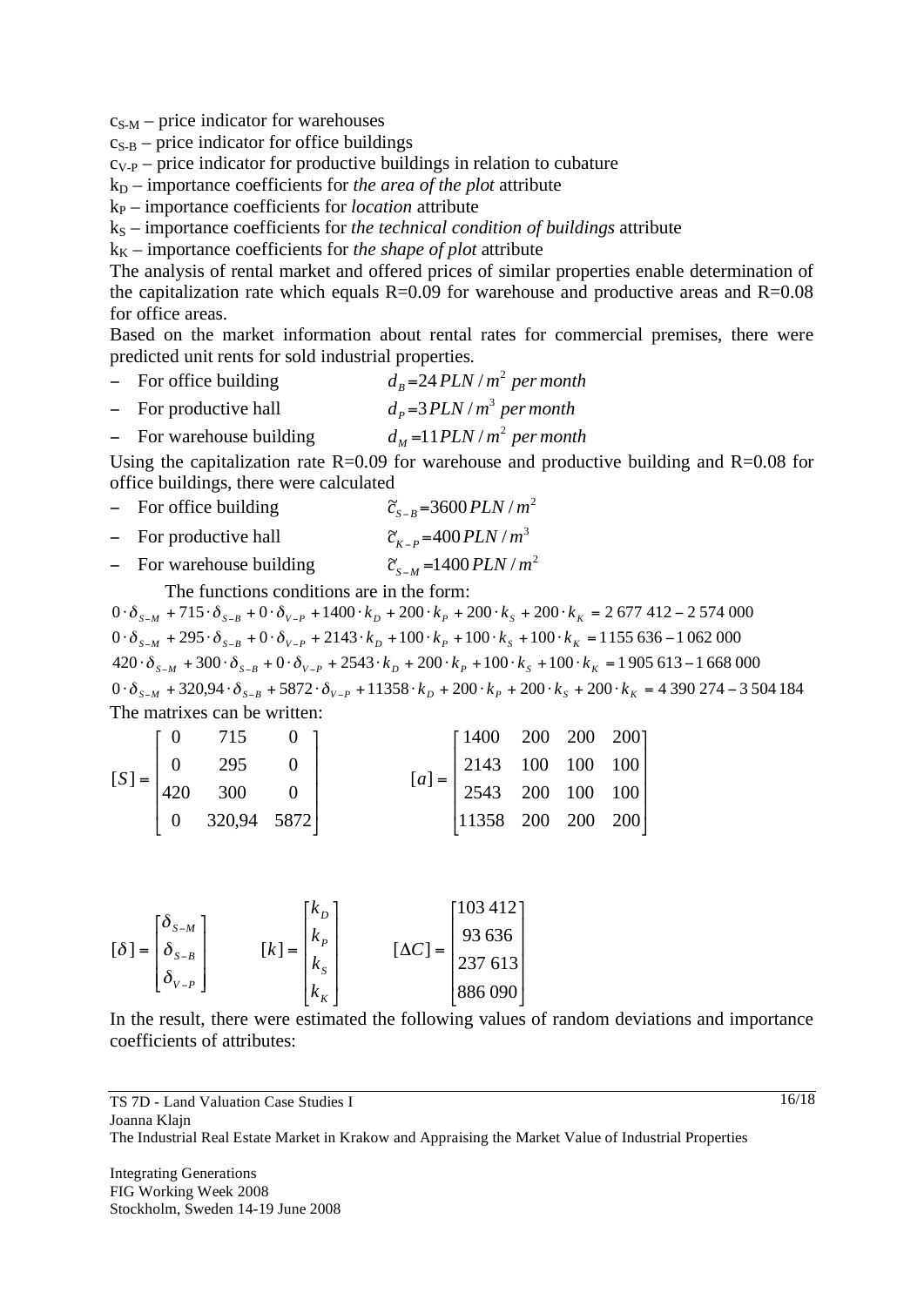$c_{S-M}$ – price indicator for warehouses
$c_{S-B}$ – price indicator for office buildings
$c_{V-P}$ – price indicator for productive buildings in relation to cubature
$k_D$ – importance coefficients for *the area of the plot* attribute
$k_P$ – importance coefficients for *location* attribute
$k_S$ – importance coefficients for *the technical condition of buildings* attribute
$k_K$ – importance coefficients for *the shape of plot* attribute

The analysis of rental market and offered prices of similar properties enable determination of the capitalization rate which equals R=0.09 for warehouse and productive areas and R=0.08 for office areas.

Based on the market information about rental rates for commercial premises, there were predicted unit rents for sold industrial properties.

- For office building $d_B = 24\, PLN/m^2 \text{ per month}$
- For productive hall $d_P = 3\, PLN/m^3 \text{ per month}$
- For warehouse building $d_M = 11\, PLN/m^2 \text{ per month}$

Using the capitalization rate R=0.09 for warehouse and productive building and R=0.08 for office buildings, there were calculated

- For office building $\tilde{c}_{S-B} = 3600\, PLN/m^2$
- For productive hall $\tilde{c}_{K-P} = 400\, PLN/m^3$
- For warehouse building $\tilde{c}_{S-M} = 1400\, PLN/m^2$

The functions conditions are in the form:

$$0 \cdot \delta_{S-M} + 715 \cdot \delta_{S-B} + 0 \cdot \delta_{V-P} + 1400 \cdot k_D + 200 \cdot k_P + 200 \cdot k_S + 200 \cdot k_K = 2\,677\,412 - 2\,574\,000$$

$$0 \cdot \delta_{S-M} + 295 \cdot \delta_{S-B} + 0 \cdot \delta_{V-P} + 2143 \cdot k_D + 100 \cdot k_P + 100 \cdot k_S + 100 \cdot k_K = 1155\,636 - 1\,062\,000$$

$$420 \cdot \delta_{S-M} + 300 \cdot \delta_{S-B} + 0 \cdot \delta_{V-P} + 2543 \cdot k_D + 200 \cdot k_P + 100 \cdot k_S + 100 \cdot k_K = 1\,905\,613 - 1\,668\,000$$

$$0 \cdot \delta_{S-M} + 320{,}94 \cdot \delta_{S-B} + 5872 \cdot \delta_{V-P} + 11358 \cdot k_D + 200 \cdot k_P + 200 \cdot k_S + 200 \cdot k_K = 4\,390\,274 - 3\,504\,184$$

The matrixes can be written:

$$[S] = \begin{bmatrix} 0 & 715 & 0 \\ 0 & 295 & 0 \\ 420 & 300 & 0 \\ 0 & 320{,}94 & 5872 \end{bmatrix} \qquad [a] = \begin{bmatrix} 1400 & 200 & 200 & 200 \\ 2143 & 100 & 100 & 100 \\ 2543 & 200 & 100 & 100 \\ 11358 & 200 & 200 & 200 \end{bmatrix}$$

$$[\delta] = \begin{bmatrix} \delta_{S-M} \\ \delta_{S-B} \\ \delta_{V-P} \end{bmatrix} \qquad [k] = \begin{bmatrix} k_D \\ k_P \\ k_S \\ k_K \end{bmatrix} \qquad [\Delta C] = \begin{bmatrix} 103\,412 \\ 93\,636 \\ 237\,613 \\ 886\,090 \end{bmatrix}$$

In the result, there were estimated the following values of random deviations and importance coefficients of attributes: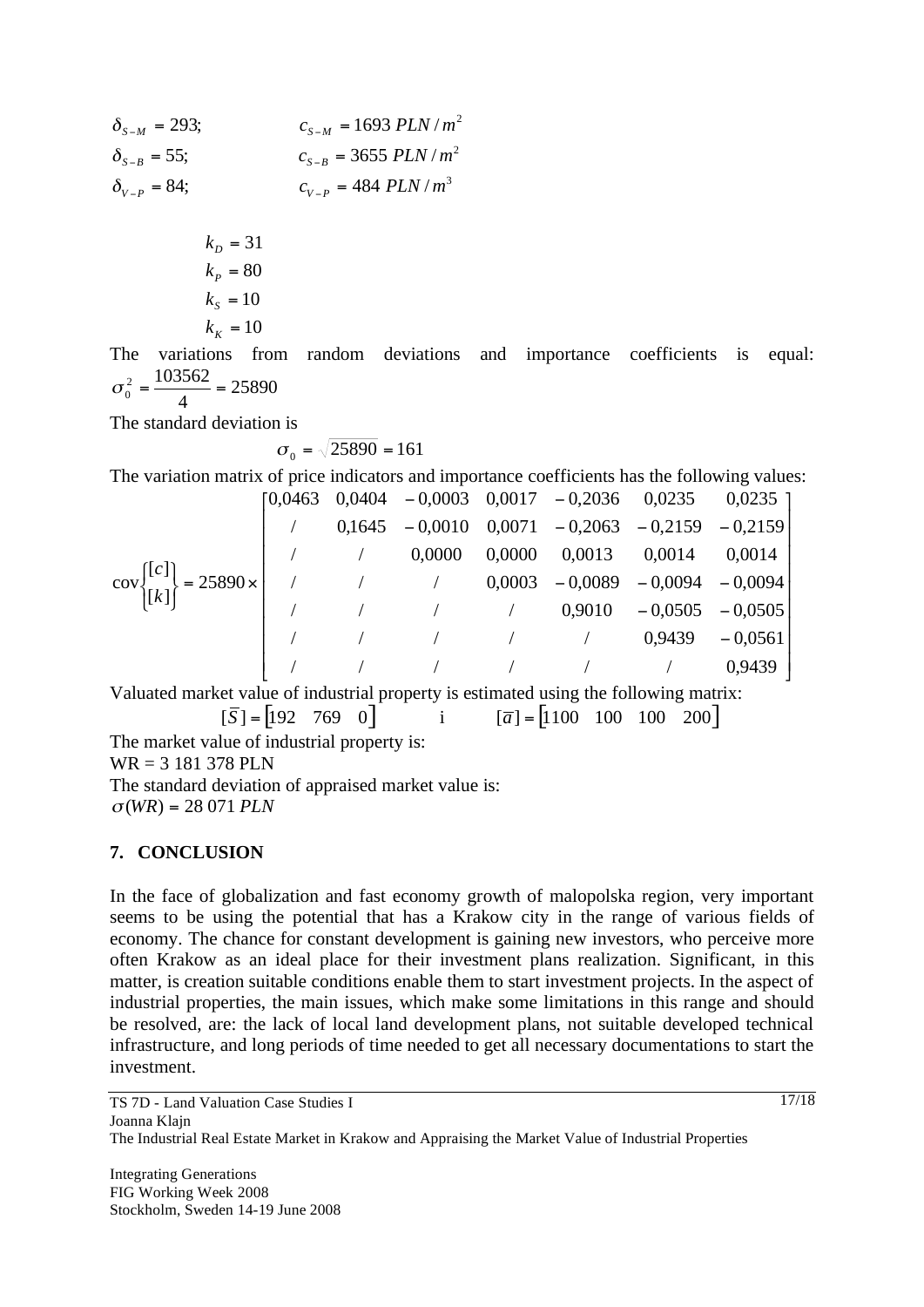$\delta_{S-M} = 293;$ $\quad c_{S-M} = 1693\ PLN/m^2$

$\delta_{S-B} = 55;$ $\quad c_{S-B} = 3655\ PLN/m^2$

$\delta_{V-P} = 84;$ $\quad c_{V-P} = 484\ PLN/m^3$

$$k_D = 31$$
$$k_P = 80$$
$$k_S = 10$$
$$k_K = 10$$

The variations from random deviations and importance coefficients is equal: $\sigma_0^2 = \frac{103562}{4} = 25890$

The standard deviation is

$$\sigma_0 = \sqrt{25890} = 161$$

The variation matrix of price indicators and importance coefficients has the following values:

$$\mathrm{cov}\begin{Bmatrix}[c]\\ [k]\end{Bmatrix} = 25890 \times \begin{bmatrix} 0{,}0463 & 0{,}0404 & -0{,}0003 & 0{,}0017 & -0{,}2036 & 0{,}0235 & 0{,}0235 \\ / & 0{,}1645 & -0{,}0010 & 0{,}0071 & -0{,}2063 & -0{,}2159 & -0{,}2159 \\ / & / & 0{,}0000 & 0{,}0000 & 0{,}0013 & 0{,}0014 & 0{,}0014 \\ / & / & / & 0{,}0003 & -0{,}0089 & -0{,}0094 & -0{,}0094 \\ / & / & / & / & 0{,}9010 & -0{,}0505 & -0{,}0505 \\ / & / & / & / & / & 0{,}9439 & -0{,}0561 \\ / & / & / & / & / & / & 0{,}9439 \end{bmatrix}$$

Valuated market value of industrial property is estimated using the following matrix:

$$[\bar{S}] = [192 \quad 769 \quad 0] \qquad \text{i} \qquad [\bar{a}] = [1100 \quad 100 \quad 100 \quad 200]$$

The market value of industrial property is:

WR = 3 181 378 PLN

The standard deviation of appraised market value is:

$\sigma(WR) = 28\ 071\ PLN$

## 7. CONCLUSION

In the face of globalization and fast economy growth of malopolska region, very important seems to be using the potential that has a Krakow city in the range of various fields of economy. The chance for constant development is gaining new investors, who perceive more often Krakow as an ideal place for their investment plans realization. Significant, in this matter, is creation suitable conditions enable them to start investment projects. In the aspect of industrial properties, the main issues, which make some limitations in this range and should be resolved, are: the lack of local land development plans, not suitable developed technical infrastructure, and long periods of time needed to get all necessary documentations to start the investment.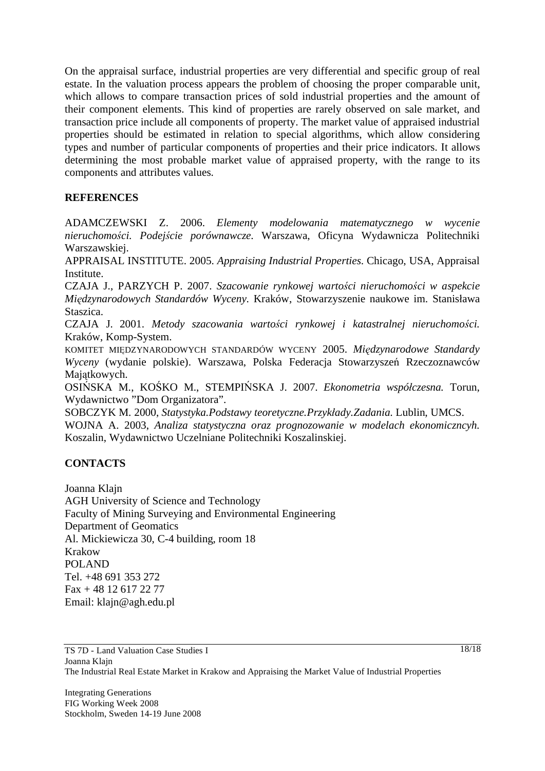On the appraisal surface, industrial properties are very differential and specific group of real estate. In the valuation process appears the problem of choosing the proper comparable unit, which allows to compare transaction prices of sold industrial properties and the amount of their component elements. This kind of properties are rarely observed on sale market, and transaction price include all components of property. The market value of appraised industrial properties should be estimated in relation to special algorithms, which allow considering types and number of particular components of properties and their price indicators. It allows determining the most probable market value of appraised property, with the range to its components and attributes values.

## REFERENCES

ADAMCZEWSKI Z. 2006. *Elementy modelowania matematycznego w wycenie nieruchomości. Podejście porównawcze*. Warszawa, Oficyna Wydawnicza Politechniki Warszawskiej.

APPRAISAL INSTITUTE. 2005. *Appraising Industrial Properties*. Chicago, USA, Appraisal Institute.

CZAJA J., PARZYCH P. 2007. *Szacowanie rynkowej wartości nieruchomości w aspekcie Międzynarodowych Standardów Wyceny*. Kraków, Stowarzyszenie naukowe im. Stanisława Staszica.

CZAJA J. 2001. *Metody szacowania wartości rynkowej i katastralnej nieruchomości.* Kraków, Komp-System.

KOMITET MIĘDZYNARODOWYCH STANDARDÓW WYCENY 2005. *Międzynarodowe Standardy Wyceny* (wydanie polskie). Warszawa, Polska Federacja Stowarzyszeń Rzeczoznawców Majątkowych.

OSIŃSKA M., KOŚKO M., STEMPIŃSKA J. 2007. *Ekonometria współczesna.* Torun, Wydawnictwo "Dom Organizatora".

SOBCZYK M. 2000, *Statystyka.Podstawy teoretyczne.Przykłady.Zadania.* Lublin, UMCS.

WOJNA A. 2003, *Analiza statystyczna oraz prognozowanie w modelach ekonomicznych.* Koszalin, Wydawnictwo Uczelniane Politechniki Koszalinskiej.

## CONTACTS

Joanna Klajn
AGH University of Science and Technology
Faculty of Mining Surveying and Environmental Engineering
Department of Geomatics
Al. Mickiewicza 30, C-4 building, room 18
Krakow
POLAND
Tel. +48 691 353 272
Fax + 48 12 617 22 77
Email: klajn@agh.edu.pl